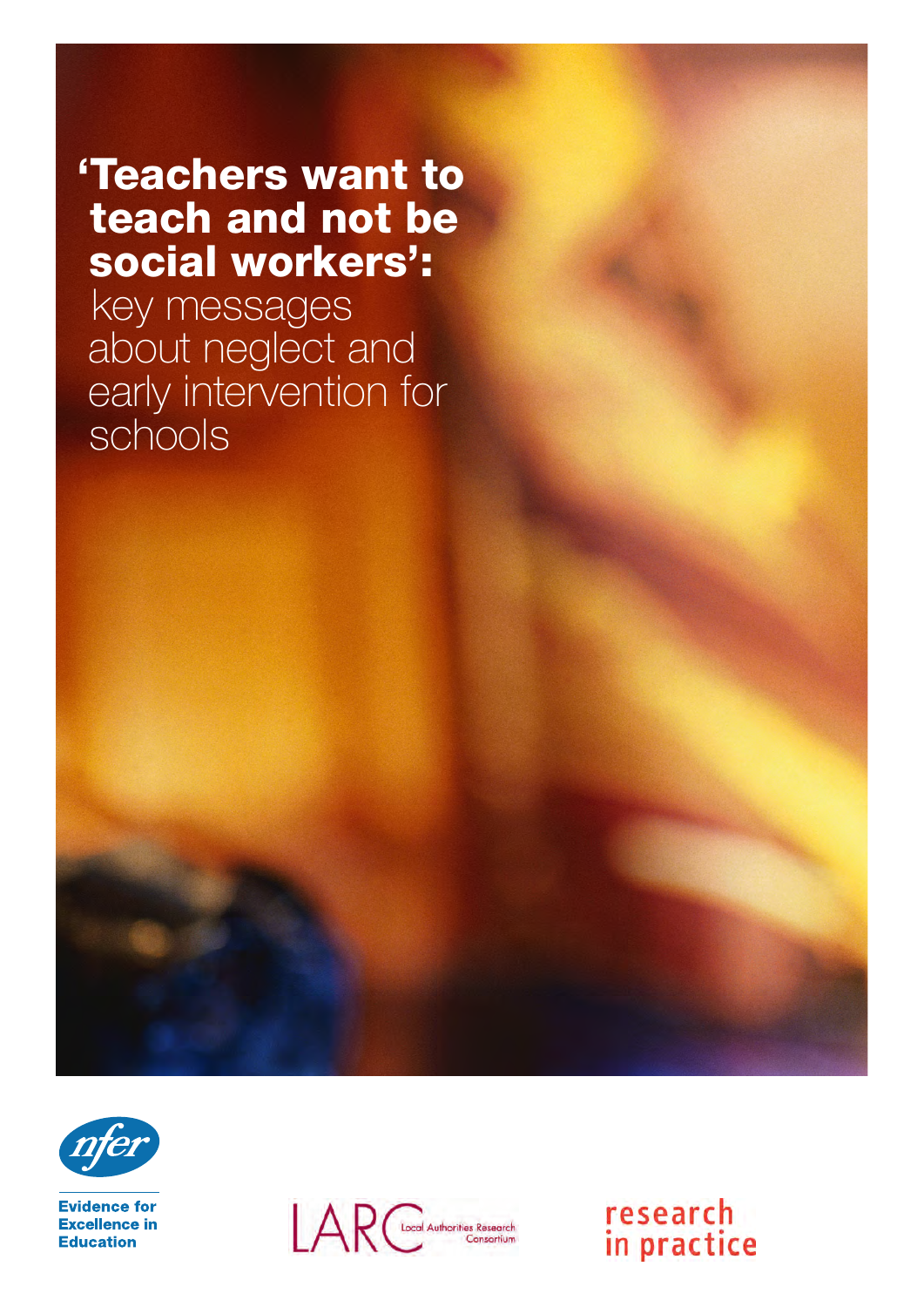# 'Teachers want to teach and not be social workers': key messages about neglect and early intervention for schools

Evidence for Excellence in Education

LARC Local Authorities Research Consortium

research in practice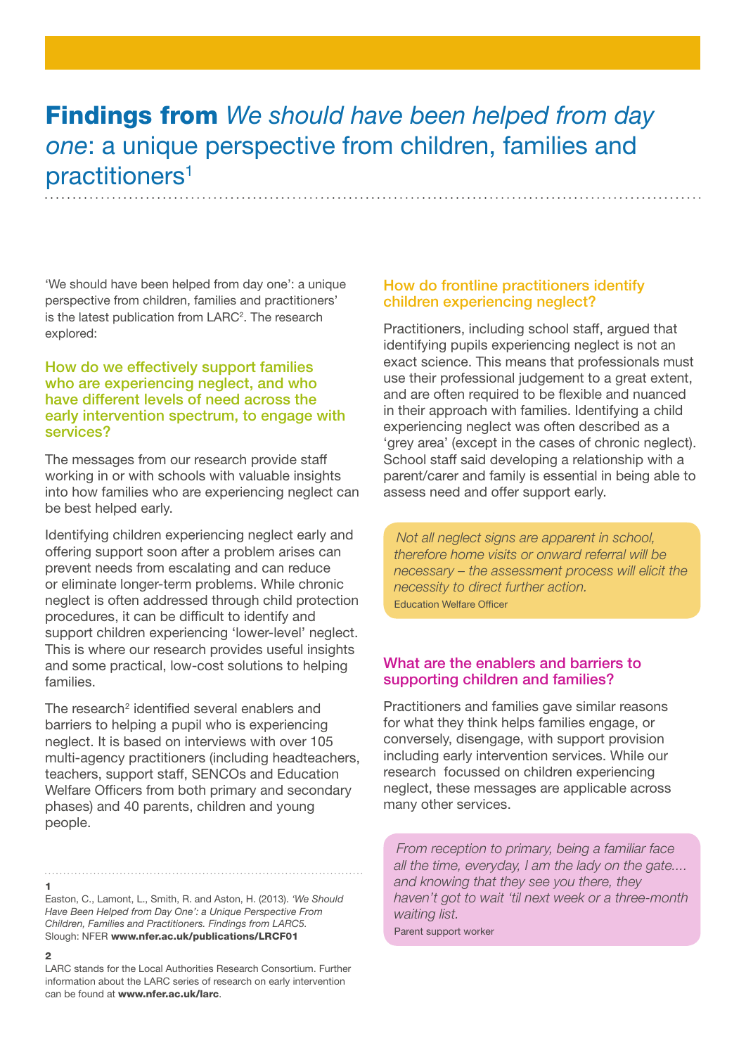# **Findings from** *We should have been helped from day one*: a unique perspective from children, families and practitioners[1]

'We should have been helped from day one': a unique perspective from children, families and practitioners' is the latest publication from LARC[2]. The research explored:

### How do we effectively support families who are experiencing neglect, and who have different levels of need across the early intervention spectrum, to engage with services?

The messages from our research provide staff working in or with schools with valuable insights into how families who are experiencing neglect can be best helped early.

Identifying children experiencing neglect early and offering support soon after a problem arises can prevent needs from escalating and can reduce or eliminate longer-term problems. While chronic neglect is often addressed through child protection procedures, it can be difficult to identify and support children experiencing 'lower-level' neglect. This is where our research provides useful insights and some practical, low-cost solutions to helping families.

The research[2] identified several enablers and barriers to helping a pupil who is experiencing neglect. It is based on interviews with over 105 multi-agency practitioners (including headteachers, teachers, support staff, SENCOs and Education Welfare Officers from both primary and secondary phases) and 40 parents, children and young people.

### How do frontline practitioners identify children experiencing neglect?

Practitioners, including school staff, argued that identifying pupils experiencing neglect is not an exact science. This means that professionals must use their professional judgement to a great extent, and are often required to be flexible and nuanced in their approach with families. Identifying a child experiencing neglect was often described as a 'grey area' (except in the cases of chronic neglect). School staff said developing a relationship with a parent/carer and family is essential in being able to assess need and offer support early.

> *Not all neglect signs are apparent in school, therefore home visits or onward referral will be necessary – the assessment process will elicit the necessity to direct further action.*
> Education Welfare Officer

### What are the enablers and barriers to supporting children and families?

Practitioners and families gave similar reasons for what they think helps families engage, or conversely, disengage, with support provision including early intervention services. While our research focussed on children experiencing neglect, these messages are applicable across many other services.

> *From reception to primary, being a familiar face all the time, everyday, I am the lady on the gate.... and knowing that they see you there, they haven't got to wait 'til next week or a three-month waiting list.*
> Parent support worker

---

**1**
Easton, C., Lamont, L., Smith, R. and Aston, H. (2013). *'We Should Have Been Helped from Day One': a Unique Perspective From Children, Families and Practitioners. Findings from LARC5.* Slough: NFER **www.nfer.ac.uk/publications/LRCF01**

**2**
LARC stands for the Local Authorities Research Consortium. Further information about the LARC series of research on early intervention can be found at **www.nfer.ac.uk/larc**.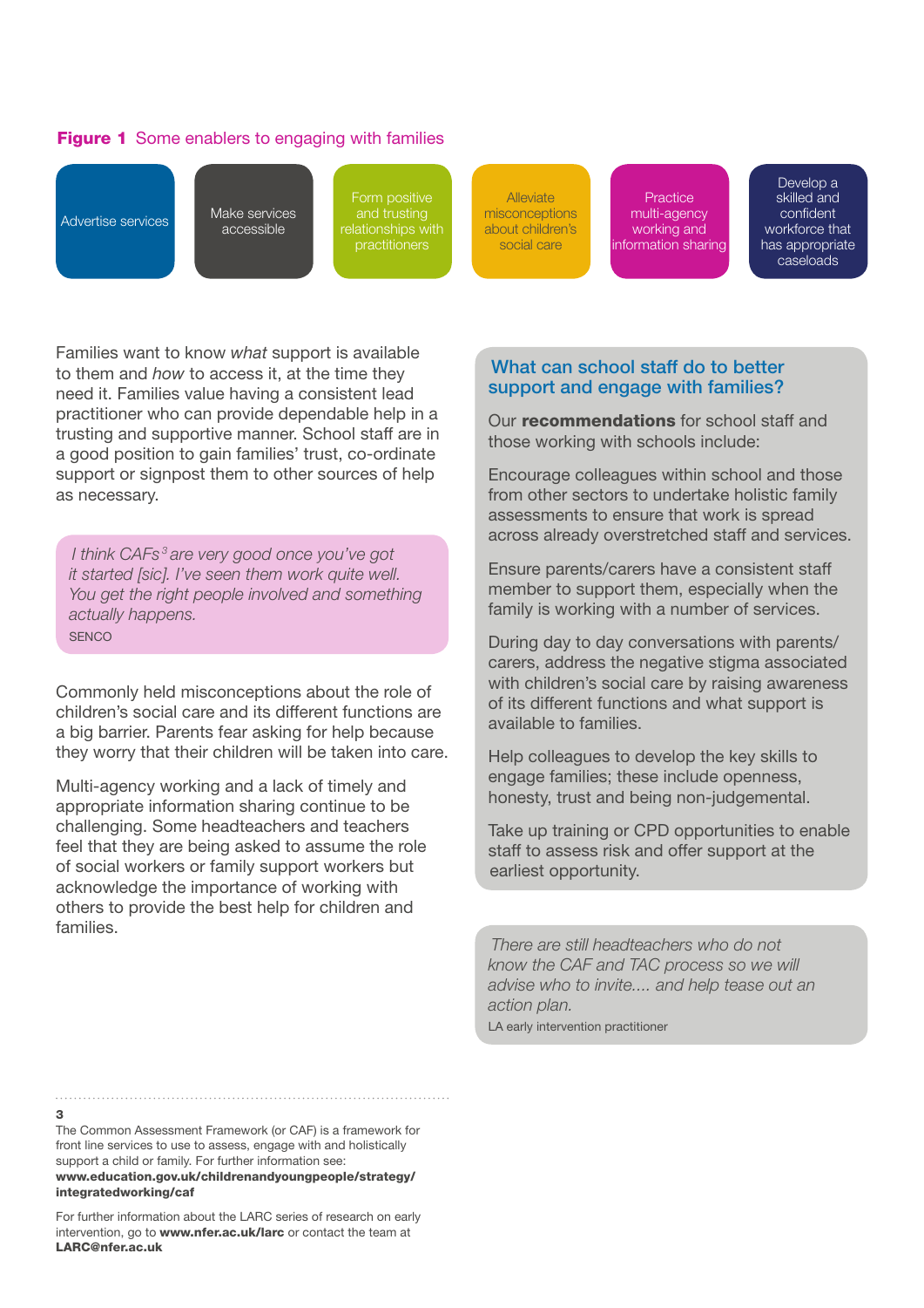**Figure 1** Some enablers to engaging with families

- Advertise services
- Make services accessible
- Form positive and trusting relationships with practitioners
- Alleviate misconceptions about children's social care
- Practice multi-agency working and information sharing
- Develop a skilled and confident workforce that has appropriate caseloads

Families want to know *what* support is available to them and *how* to access it, at the time they need it. Families value having a consistent lead practitioner who can provide dependable help in a trusting and supportive manner. School staff are in a good position to gain families' trust, co-ordinate support or signpost them to other sources of help as necessary.

> *I think CAFs[3] are very good once you've got it started [sic]. I've seen them work quite well. You get the right people involved and something actually happens.*
>
> SENCO

Commonly held misconceptions about the role of children's social care and its different functions are a big barrier. Parents fear asking for help because they worry that their children will be taken into care.

Multi-agency working and a lack of timely and appropriate information sharing continue to be challenging. Some headteachers and teachers feel that they are being asked to assume the role of social workers or family support workers but acknowledge the importance of working with others to provide the best help for children and families.

## What can school staff do to better support and engage with families?

Our **recommendations** for school staff and those working with schools include:

Encourage colleagues within school and those from other sectors to undertake holistic family assessments to ensure that work is spread across already overstretched staff and services.

Ensure parents/carers have a consistent staff member to support them, especially when the family is working with a number of services.

During day to day conversations with parents/carers, address the negative stigma associated with children's social care by raising awareness of its different functions and what support is available to families.

Help colleagues to develop the key skills to engage families; these include openness, honesty, trust and being non-judgemental.

Take up training or CPD opportunities to enable staff to assess risk and offer support at the earliest opportunity.

> *There are still headteachers who do not know the CAF and TAC process so we will advise who to invite.... and help tease out an action plan.*
>
> LA early intervention practitioner

---

**3**
The Common Assessment Framework (or CAF) is a framework for front line services to use to assess, engage with and holistically support a child or family. For further information see: **www.education.gov.uk/childrenandyoungpeople/strategy/integratedworking/caf**

For further information about the LARC series of research on early intervention, go to **www.nfer.ac.uk/larc** or contact the team at **LARC@nfer.ac.uk**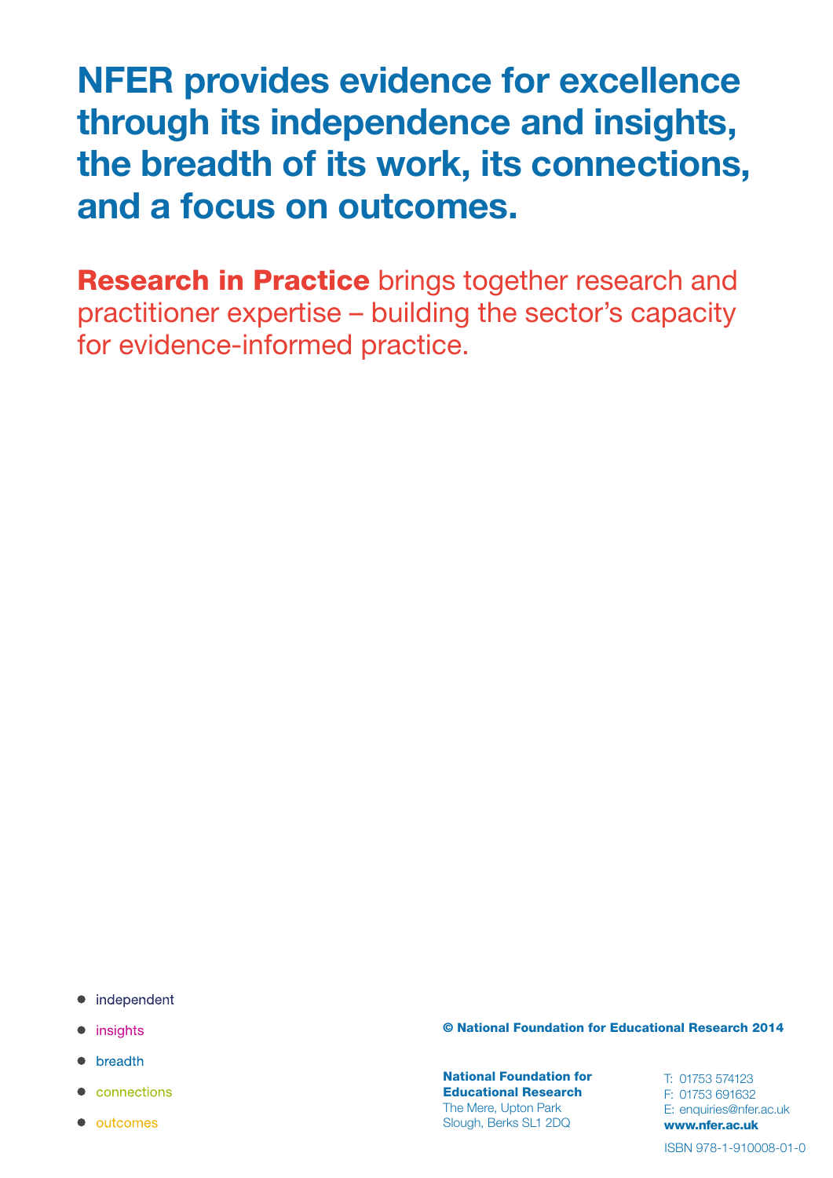# NFER provides evidence for excellence through its independence and insights, the breadth of its work, its connections, and a focus on outcomes.

**Research in Practice** brings together research and practitioner expertise – building the sector's capacity for evidence-informed practice.

- independent
- insights
- breadth
- connections
- outcomes

**© National Foundation for Educational Research 2014**

**National Foundation for Educational Research**
The Mere, Upton Park
Slough, Berks SL1 2DQ

T: 01753 574123
F: 01753 691632
E: enquiries@nfer.ac.uk
**www.nfer.ac.uk**

ISBN 978-1-910008-01-0